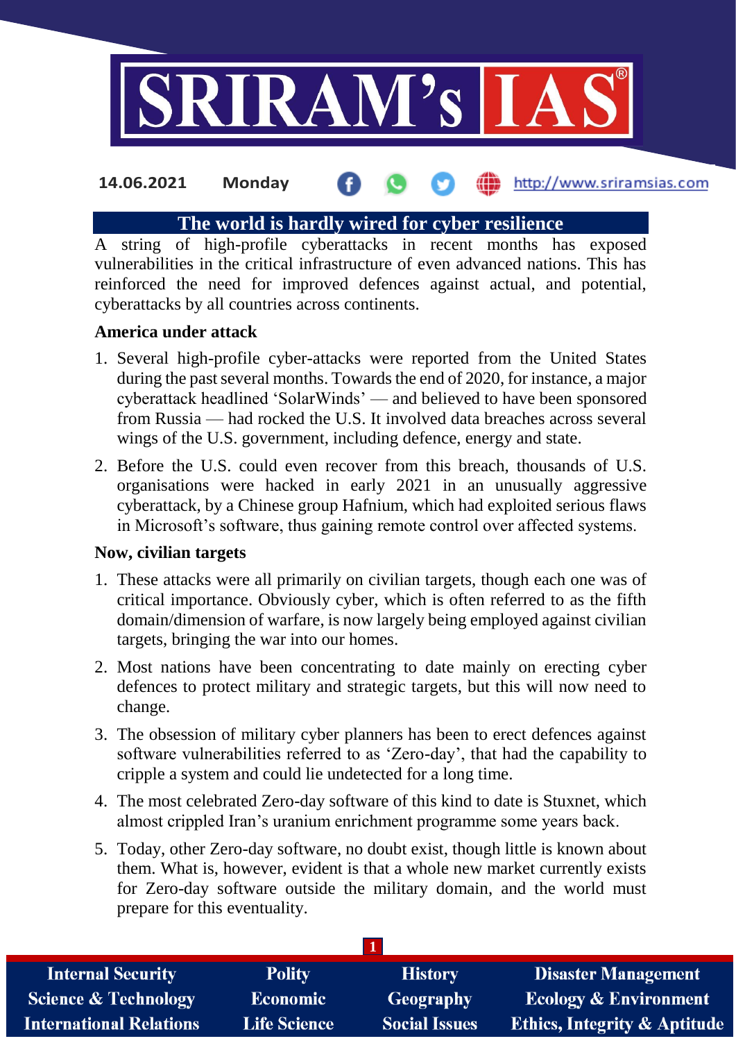14.06.2021 Monday http://www.sriramsias.com

# The world is hardly wired for cyber resilience

A string of high-profile cyberattacks in recent months has exposed vulnerabilities in the critical infrastructure of even advanced nations. This has reinforced the need for improved defences against actual, and potential, cyberattacks by all countries across continents.

**America under attack**

1. Several high-profile cyber-attacks were reported from the United States during the past several months. Towards the end of 2020, for instance, a major cyberattack headlined 'SolarWinds' — and believed to have been sponsored from Russia — had rocked the U.S. It involved data breaches across several wings of the U.S. government, including defence, energy and state.
2. Before the U.S. could even recover from this breach, thousands of U.S. organisations were hacked in early 2021 in an unusually aggressive cyberattack, by a Chinese group Hafnium, which had exploited serious flaws in Microsoft's software, thus gaining remote control over affected systems.

**Now, civilian targets**

1. These attacks were all primarily on civilian targets, though each one was of critical importance. Obviously cyber, which is often referred to as the fifth domain/dimension of warfare, is now largely being employed against civilian targets, bringing the war into our homes.
2. Most nations have been concentrating to date mainly on erecting cyber defences to protect military and strategic targets, but this will now need to change.
3. The obsession of military cyber planners has been to erect defences against software vulnerabilities referred to as 'Zero-day', that had the capability to cripple a system and could lie undetected for a long time.
4. The most celebrated Zero-day software of this kind to date is Stuxnet, which almost crippled Iran's uranium enrichment programme some years back.
5. Today, other Zero-day software, no doubt exist, though little is known about them. What is, however, evident is that a whole new market currently exists for Zero-day software outside the military domain, and the world must prepare for this eventuality.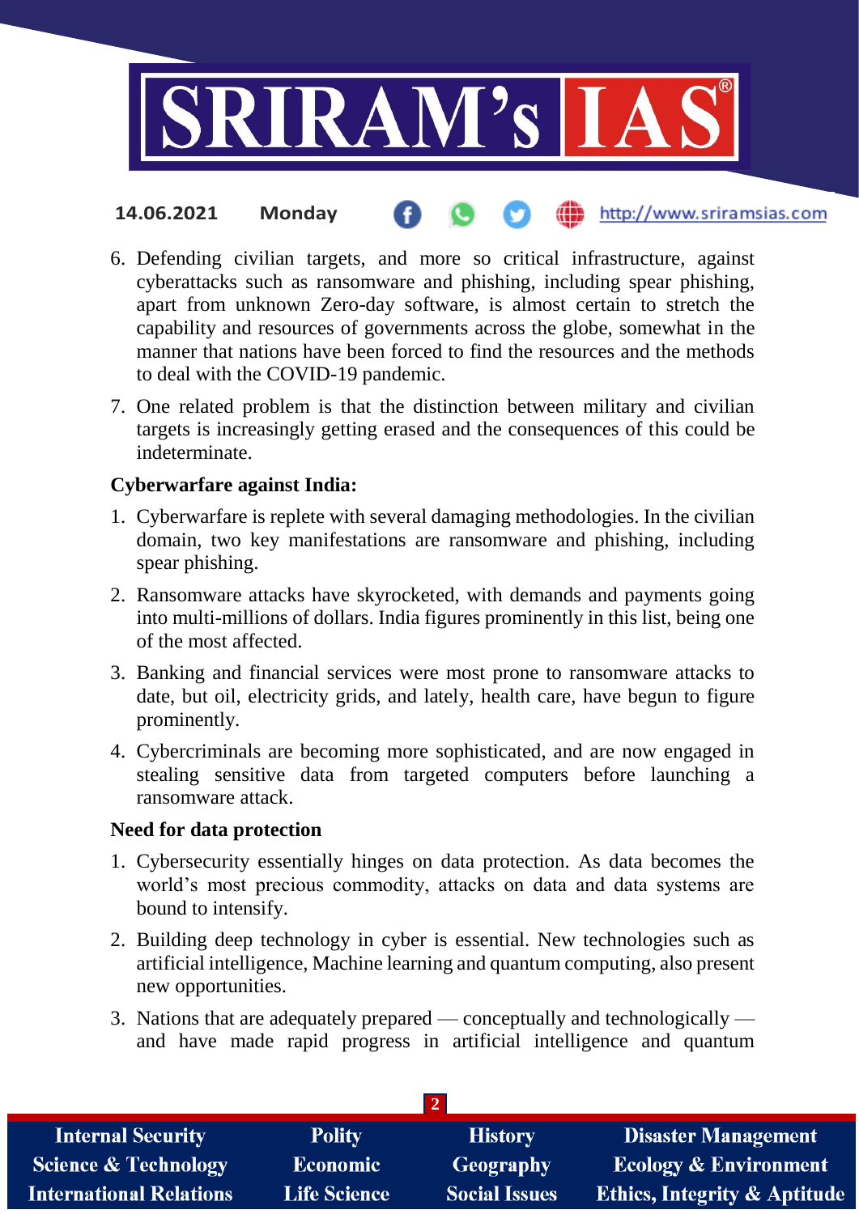6. Defending civilian targets, and more so critical infrastructure, against cyberattacks such as ransomware and phishing, including spear phishing, apart from unknown Zero-day software, is almost certain to stretch the capability and resources of governments across the globe, somewhat in the manner that nations have been forced to find the resources and the methods to deal with the COVID-19 pandemic.
7. One related problem is that the distinction between military and civilian targets is increasingly getting erased and the consequences of this could be indeterminate.

**Cyberwarfare against India:**

1. Cyberwarfare is replete with several damaging methodologies. In the civilian domain, two key manifestations are ransomware and phishing, including spear phishing.
2. Ransomware attacks have skyrocketed, with demands and payments going into multi-millions of dollars. India figures prominently in this list, being one of the most affected.
3. Banking and financial services were most prone to ransomware attacks to date, but oil, electricity grids, and lately, health care, have begun to figure prominently.
4. Cybercriminals are becoming more sophisticated, and are now engaged in stealing sensitive data from targeted computers before launching a ransomware attack.

**Need for data protection**

1. Cybersecurity essentially hinges on data protection. As data becomes the world's most precious commodity, attacks on data and data systems are bound to intensify.
2. Building deep technology in cyber is essential. New technologies such as artificial intelligence, Machine learning and quantum computing, also present new opportunities.
3. Nations that are adequately prepared — conceptually and technologically — and have made rapid progress in artificial intelligence and quantum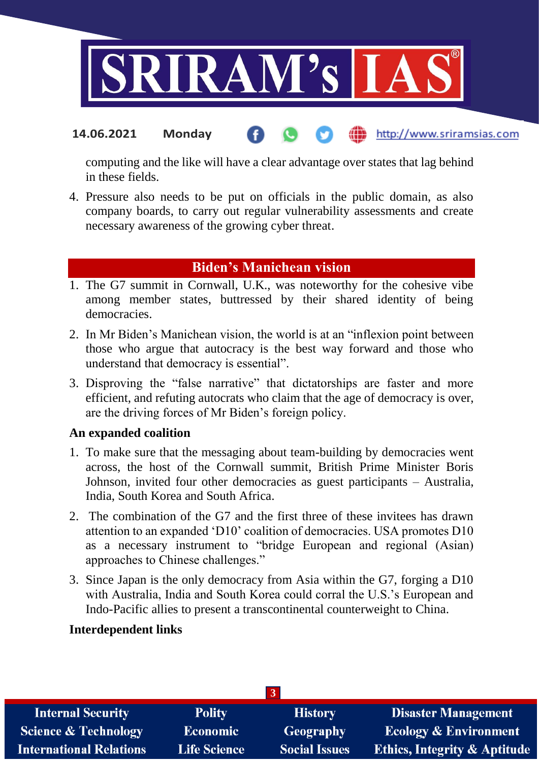computing and the like will have a clear advantage over states that lag behind in these fields.

4. Pressure also needs to be put on officials in the public domain, as also company boards, to carry out regular vulnerability assessments and create necessary awareness of the growing cyber threat.

## Biden's Manichean vision

1. The G7 summit in Cornwall, U.K., was noteworthy for the cohesive vibe among member states, buttressed by their shared identity of being democracies.
2. In Mr Biden's Manichean vision, the world is at an "inflexion point between those who argue that autocracy is the best way forward and those who understand that democracy is essential".
3. Disproving the "false narrative" that dictatorships are faster and more efficient, and refuting autocrats who claim that the age of democracy is over, are the driving forces of Mr Biden's foreign policy.

**An expanded coalition**

1. To make sure that the messaging about team-building by democracies went across, the host of the Cornwall summit, British Prime Minister Boris Johnson, invited four other democracies as guest participants – Australia, India, South Korea and South Africa.
2. The combination of the G7 and the first three of these invitees has drawn attention to an expanded 'D10' coalition of democracies. USA promotes D10 as a necessary instrument to "bridge European and regional (Asian) approaches to Chinese challenges."
3. Since Japan is the only democracy from Asia within the G7, forging a D10 with Australia, India and South Korea could corral the U.S.'s European and Indo-Pacific allies to present a transcontinental counterweight to China.

**Interdependent links**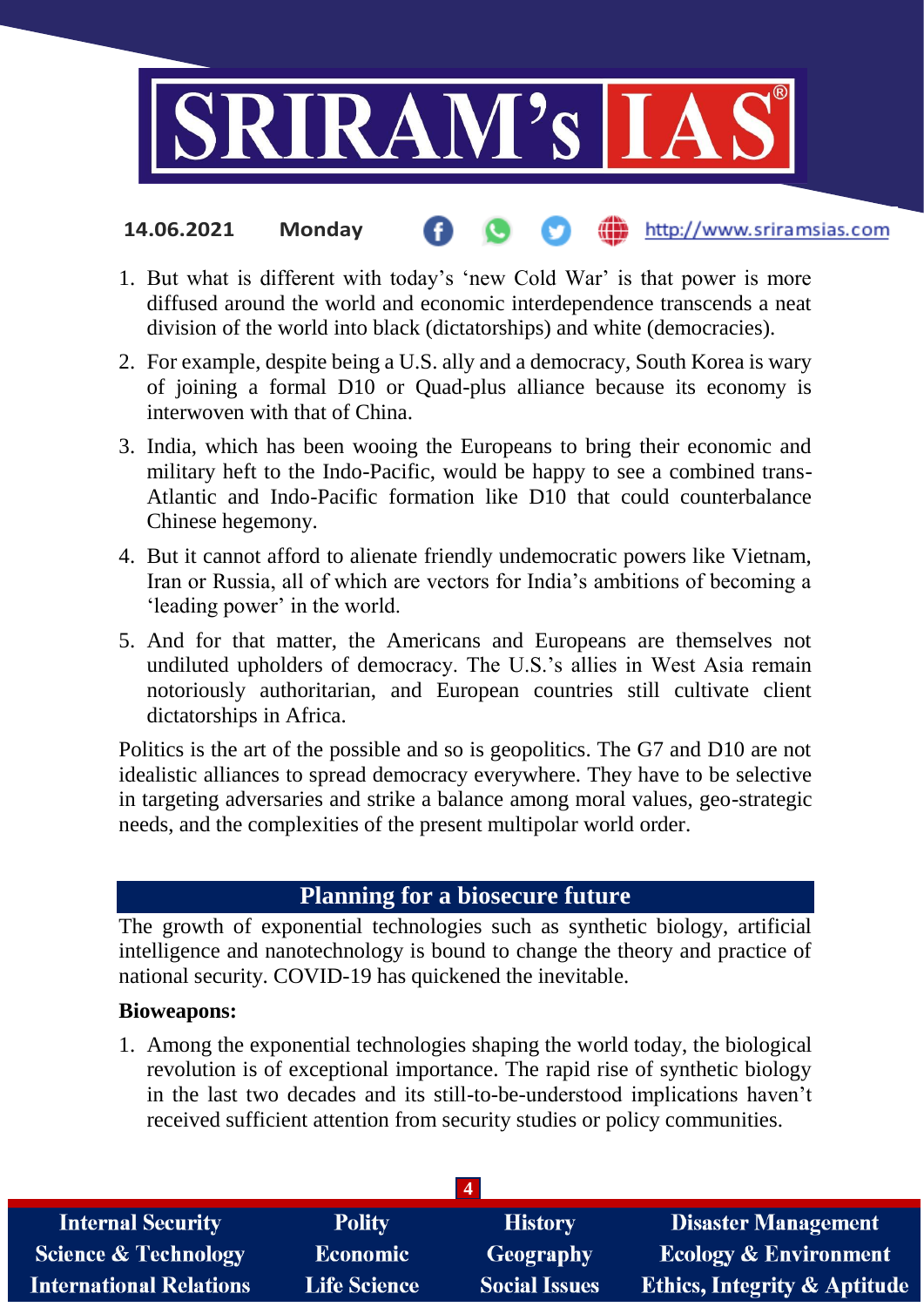1. But what is different with today's 'new Cold War' is that power is more diffused around the world and economic interdependence transcends a neat division of the world into black (dictatorships) and white (democracies).
2. For example, despite being a U.S. ally and a democracy, South Korea is wary of joining a formal D10 or Quad-plus alliance because its economy is interwoven with that of China.
3. India, which has been wooing the Europeans to bring their economic and military heft to the Indo-Pacific, would be happy to see a combined trans-Atlantic and Indo-Pacific formation like D10 that could counterbalance Chinese hegemony.
4. But it cannot afford to alienate friendly undemocratic powers like Vietnam, Iran or Russia, all of which are vectors for India's ambitions of becoming a 'leading power' in the world.
5. And for that matter, the Americans and Europeans are themselves not undiluted upholders of democracy. The U.S.'s allies in West Asia remain notoriously authoritarian, and European countries still cultivate client dictatorships in Africa.

Politics is the art of the possible and so is geopolitics. The G7 and D10 are not idealistic alliances to spread democracy everywhere. They have to be selective in targeting adversaries and strike a balance among moral values, geo-strategic needs, and the complexities of the present multipolar world order.

## Planning for a biosecure future

The growth of exponential technologies such as synthetic biology, artificial intelligence and nanotechnology is bound to change the theory and practice of national security. COVID-19 has quickened the inevitable.

**Bioweapons:**

1. Among the exponential technologies shaping the world today, the biological revolution is of exceptional importance. The rapid rise of synthetic biology in the last two decades and its still-to-be-understood implications haven't received sufficient attention from security studies or policy communities.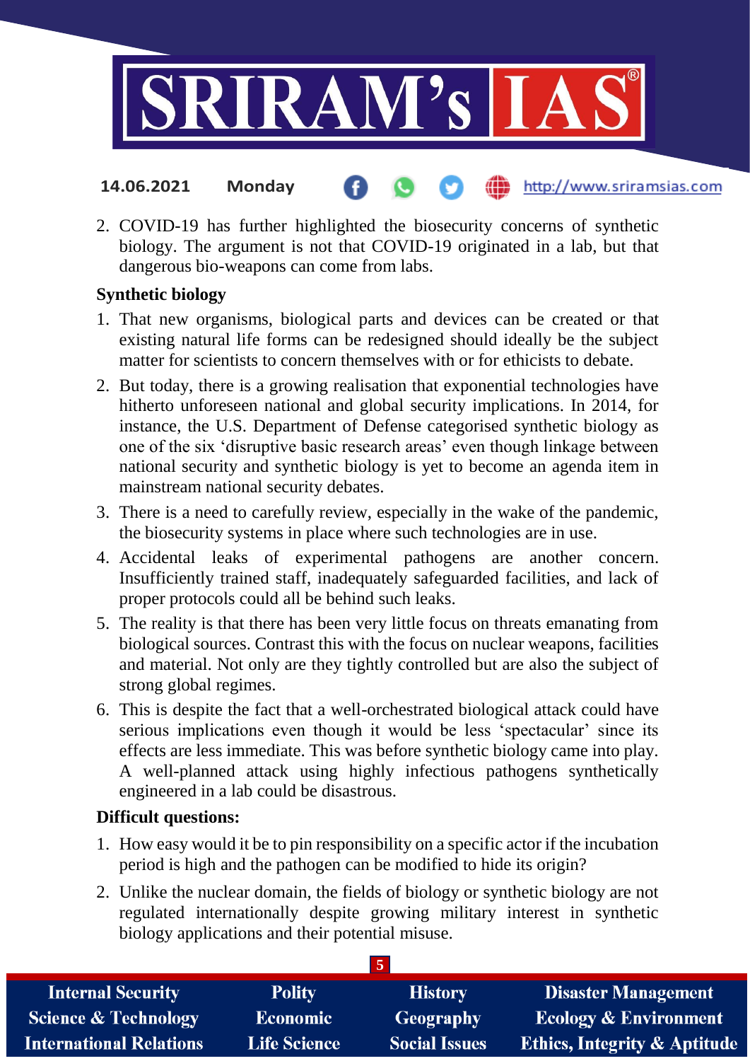2. COVID-19 has further highlighted the biosecurity concerns of synthetic biology. The argument is not that COVID-19 originated in a lab, but that dangerous bio-weapons can come from labs.

**Synthetic biology**

1. That new organisms, biological parts and devices can be created or that existing natural life forms can be redesigned should ideally be the subject matter for scientists to concern themselves with or for ethicists to debate.
2. But today, there is a growing realisation that exponential technologies have hitherto unforeseen national and global security implications. In 2014, for instance, the U.S. Department of Defense categorised synthetic biology as one of the six 'disruptive basic research areas' even though linkage between national security and synthetic biology is yet to become an agenda item in mainstream national security debates.
3. There is a need to carefully review, especially in the wake of the pandemic, the biosecurity systems in place where such technologies are in use.
4. Accidental leaks of experimental pathogens are another concern. Insufficiently trained staff, inadequately safeguarded facilities, and lack of proper protocols could all be behind such leaks.
5. The reality is that there has been very little focus on threats emanating from biological sources. Contrast this with the focus on nuclear weapons, facilities and material. Not only are they tightly controlled but are also the subject of strong global regimes.
6. This is despite the fact that a well-orchestrated biological attack could have serious implications even though it would be less 'spectacular' since its effects are less immediate. This was before synthetic biology came into play. A well-planned attack using highly infectious pathogens synthetically engineered in a lab could be disastrous.

**Difficult questions:**

1. How easy would it be to pin responsibility on a specific actor if the incubation period is high and the pathogen can be modified to hide its origin?
2. Unlike the nuclear domain, the fields of biology or synthetic biology are not regulated internationally despite growing military interest in synthetic biology applications and their potential misuse.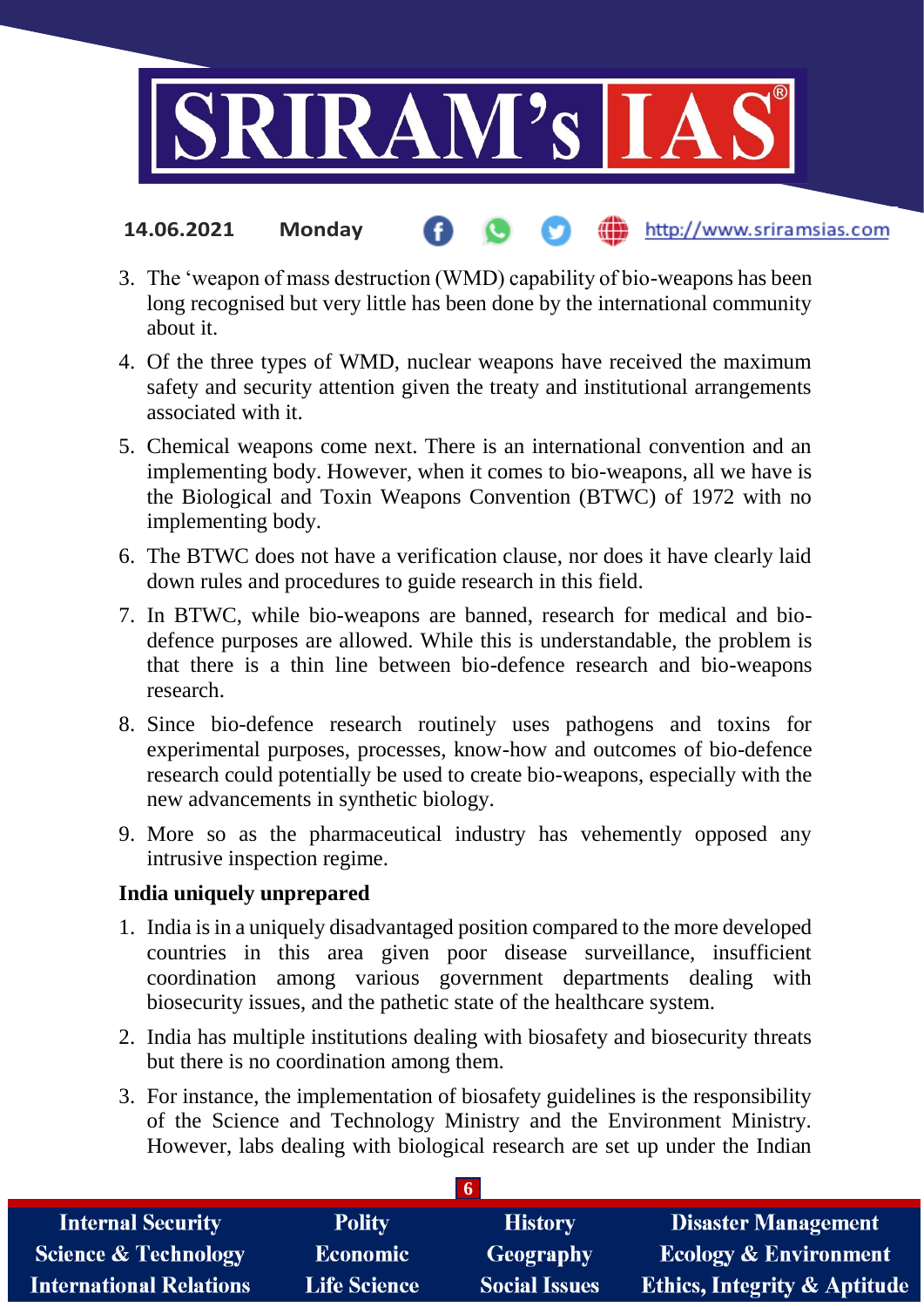3. The 'weapon of mass destruction (WMD) capability of bio-weapons has been long recognised but very little has been done by the international community about it.
4. Of the three types of WMD, nuclear weapons have received the maximum safety and security attention given the treaty and institutional arrangements associated with it.
5. Chemical weapons come next. There is an international convention and an implementing body. However, when it comes to bio-weapons, all we have is the Biological and Toxin Weapons Convention (BTWC) of 1972 with no implementing body.
6. The BTWC does not have a verification clause, nor does it have clearly laid down rules and procedures to guide research in this field.
7. In BTWC, while bio-weapons are banned, research for medical and bio-defence purposes are allowed. While this is understandable, the problem is that there is a thin line between bio-defence research and bio-weapons research.
8. Since bio-defence research routinely uses pathogens and toxins for experimental purposes, processes, know-how and outcomes of bio-defence research could potentially be used to create bio-weapons, especially with the new advancements in synthetic biology.
9. More so as the pharmaceutical industry has vehemently opposed any intrusive inspection regime.

**India uniquely unprepared**

1. India is in a uniquely disadvantaged position compared to the more developed countries in this area given poor disease surveillance, insufficient coordination among various government departments dealing with biosecurity issues, and the pathetic state of the healthcare system.
2. India has multiple institutions dealing with biosafety and biosecurity threats but there is no coordination among them.
3. For instance, the implementation of biosafety guidelines is the responsibility of the Science and Technology Ministry and the Environment Ministry. However, labs dealing with biological research are set up under the Indian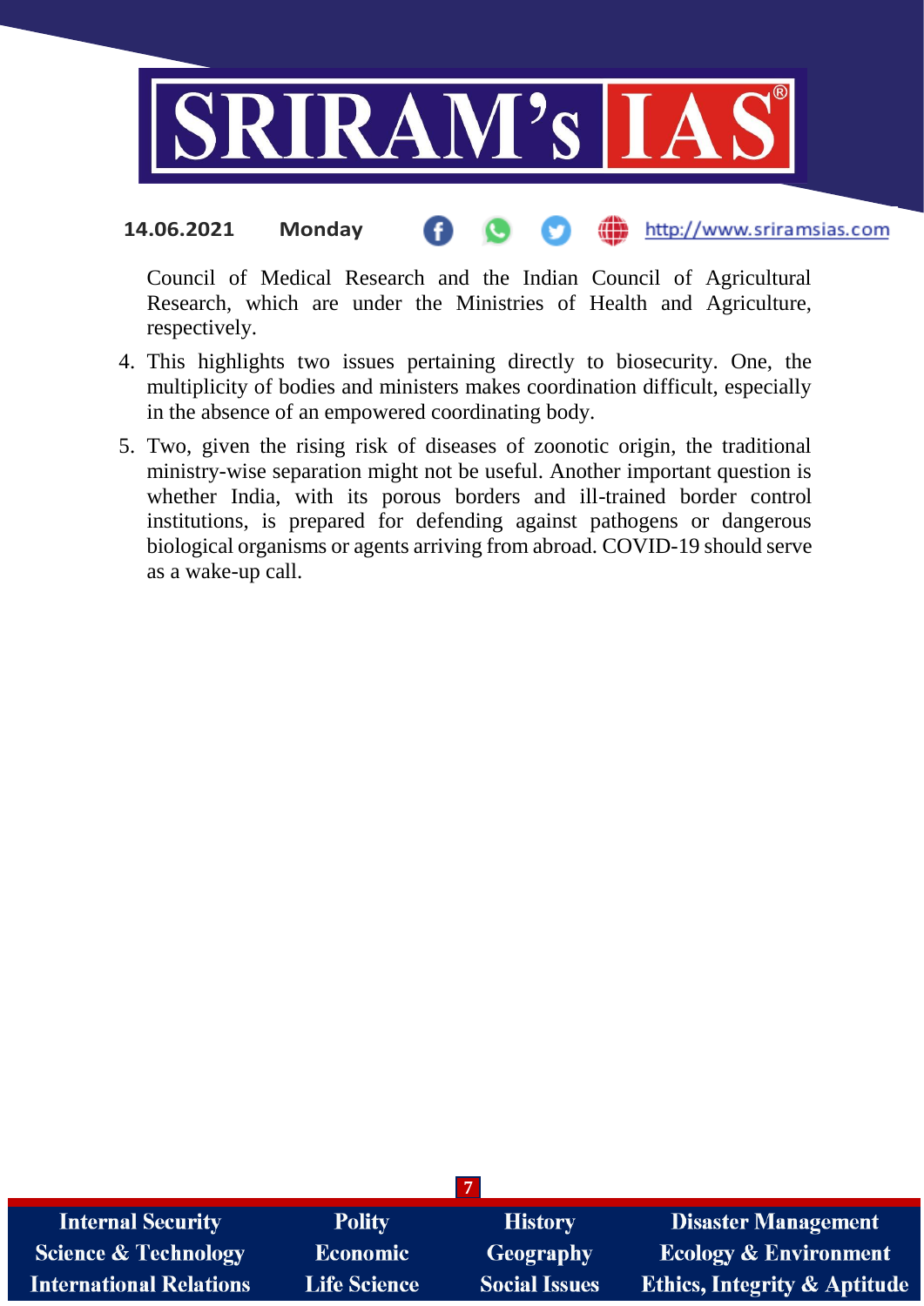Council of Medical Research and the Indian Council of Agricultural Research, which are under the Ministries of Health and Agriculture, respectively.

4. This highlights two issues pertaining directly to biosecurity. One, the multiplicity of bodies and ministers makes coordination difficult, especially in the absence of an empowered coordinating body.
5. Two, given the rising risk of diseases of zoonotic origin, the traditional ministry-wise separation might not be useful. Another important question is whether India, with its porous borders and ill-trained border control institutions, is prepared for defending against pathogens or dangerous biological organisms or agents arriving from abroad. COVID-19 should serve as a wake-up call.